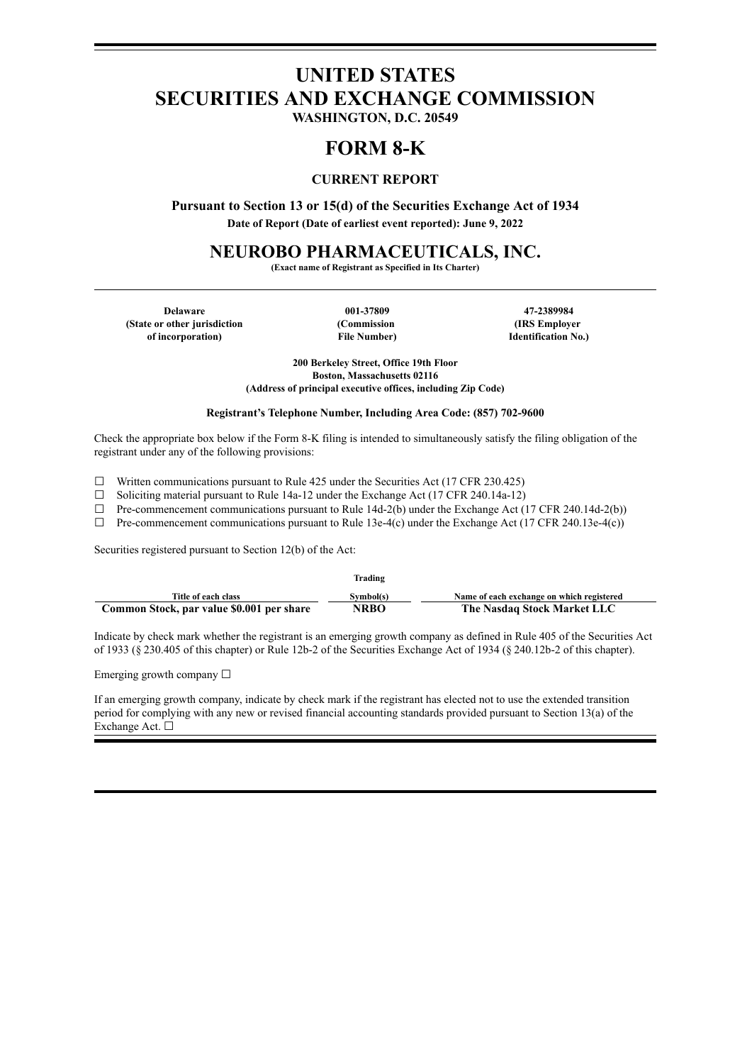# UNITED STATES
# SECURITIES AND EXCHANGE COMMISSION

**WASHINGTON, D.C. 20549**

# FORM 8-K

**CURRENT REPORT**

**Pursuant to Section 13 or 15(d) of the Securities Exchange Act of 1934**

**Date of Report (Date of earliest event reported): June 9, 2022**

# NEUROBO PHARMACEUTICALS, INC.

**(Exact name of Registrant as Specified in Its Charter)**

| Delaware | 001-37809 | 47-2389984 |
|---|---|---|
| (State or other jurisdiction of incorporation) | (Commission File Number) | (IRS Employer Identification No.) |

**200 Berkeley Street, Office 19th Floor**
**Boston, Massachusetts 02116**
**(Address of principal executive offices, including Zip Code)**

**Registrant's Telephone Number, Including Area Code: (857) 702-9600**

Check the appropriate box below if the Form 8-K filing is intended to simultaneously satisfy the filing obligation of the registrant under any of the following provisions:

☐ Written communications pursuant to Rule 425 under the Securities Act (17 CFR 230.425)
☐ Soliciting material pursuant to Rule 14a-12 under the Exchange Act (17 CFR 240.14a-12)
☐ Pre-commencement communications pursuant to Rule 14d-2(b) under the Exchange Act (17 CFR 240.14d-2(b))
☐ Pre-commencement communications pursuant to Rule 13e-4(c) under the Exchange Act (17 CFR 240.13e-4(c))

Securities registered pursuant to Section 12(b) of the Act:

| Title of each class | Trading Symbol(s) | Name of each exchange on which registered |
|---|---|---|
| **Common Stock, par value $0.001 per share** | **NRBO** | **The Nasdaq Stock Market LLC** |

Indicate by check mark whether the registrant is an emerging growth company as defined in Rule 405 of the Securities Act of 1933 (§ 230.405 of this chapter) or Rule 12b-2 of the Securities Exchange Act of 1934 (§ 240.12b-2 of this chapter).

Emerging growth company ☐

If an emerging growth company, indicate by check mark if the registrant has elected not to use the extended transition period for complying with any new or revised financial accounting standards provided pursuant to Section 13(a) of the Exchange Act. ☐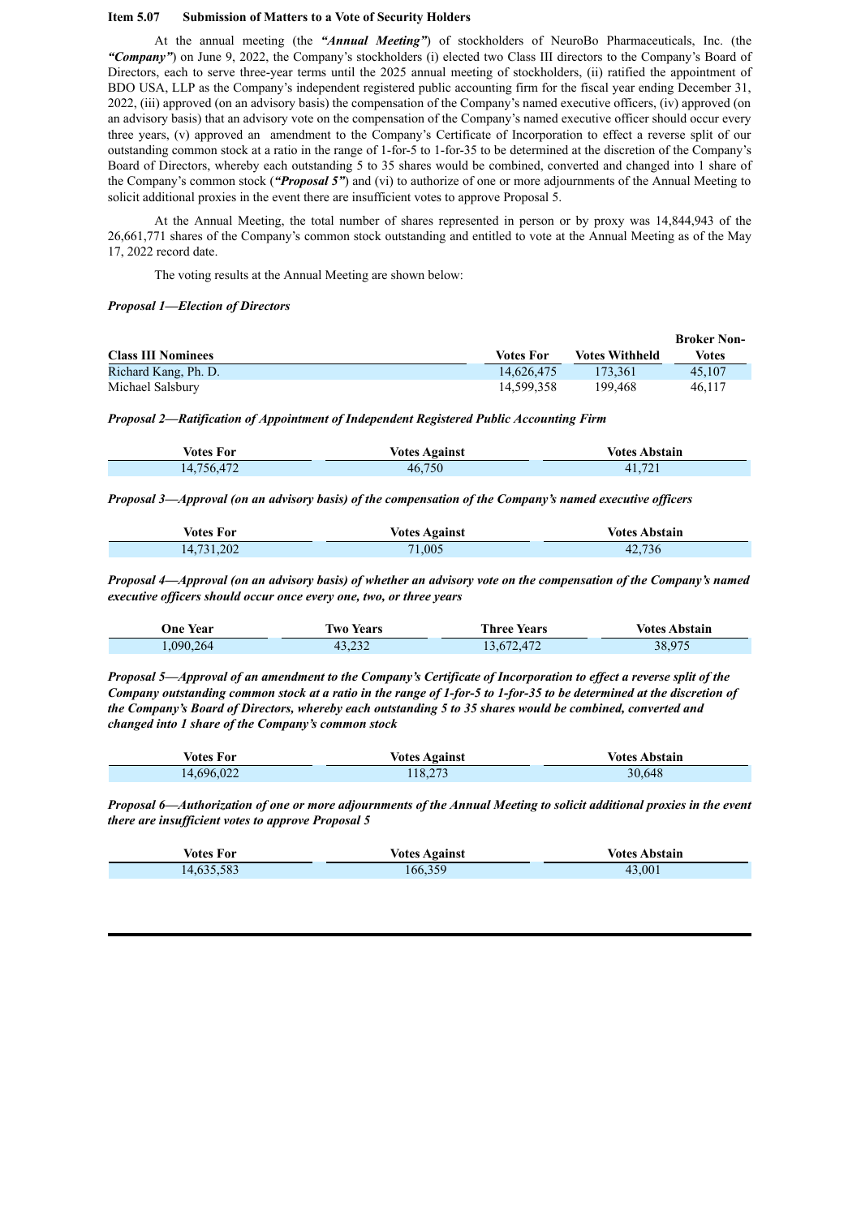**Item 5.07 Submission of Matters to a Vote of Security Holders**

At the annual meeting (the ***"Annual Meeting"***) of stockholders of NeuroBo Pharmaceuticals, Inc. (the ***"Company"***) on June 9, 2022, the Company's stockholders (i) elected two Class III directors to the Company's Board of Directors, each to serve three-year terms until the 2025 annual meeting of stockholders, (ii) ratified the appointment of BDO USA, LLP as the Company's independent registered public accounting firm for the fiscal year ending December 31, 2022, (iii) approved (on an advisory basis) the compensation of the Company's named executive officers, (iv) approved (on an advisory basis) that an advisory vote on the compensation of the Company's named executive officer should occur every three years, (v) approved an amendment to the Company's Certificate of Incorporation to effect a reverse split of our outstanding common stock at a ratio in the range of 1-for-5 to 1-for-35 to be determined at the discretion of the Company's Board of Directors, whereby each outstanding 5 to 35 shares would be combined, converted and changed into 1 share of the Company's common stock (***"Proposal 5"***) and (vi) to authorize of one or more adjournments of the Annual Meeting to solicit additional proxies in the event there are insufficient votes to approve Proposal 5.

At the Annual Meeting, the total number of shares represented in person or by proxy was 14,844,943 of the 26,661,771 shares of the Company's common stock outstanding and entitled to vote at the Annual Meeting as of the May 17, 2022 record date.

The voting results at the Annual Meeting are shown below:

***Proposal 1—Election of Directors***

| Class III Nominees | Votes For | Votes Withheld | Broker Non-Votes |
|---|---|---|---|
| Richard Kang, Ph. D. | 14,626,475 | 173,361 | 45,107 |
| Michael Salsbury | 14,599,358 | 199,468 | 46,117 |

***Proposal 2—Ratification of Appointment of Independent Registered Public Accounting Firm***

| Votes For | Votes Against | Votes Abstain |
|---|---|---|
| 14,756,472 | 46,750 | 41,721 |

***Proposal 3—Approval (on an advisory basis) of the compensation of the Company's named executive officers***

| Votes For | Votes Against | Votes Abstain |
|---|---|---|
| 14,731,202 | 71,005 | 42,736 |

***Proposal 4—Approval (on an advisory basis) of whether an advisory vote on the compensation of the Company's named executive officers should occur once every one, two, or three years***

| One Year | Two Years | Three Years | Votes Abstain |
|---|---|---|---|
| 1,090,264 | 43,232 | 13,672,472 | 38,975 |

***Proposal 5—Approval of an amendment to the Company's Certificate of Incorporation to effect a reverse split of the Company outstanding common stock at a ratio in the range of 1-for-5 to 1-for-35 to be determined at the discretion of the Company's Board of Directors, whereby each outstanding 5 to 35 shares would be combined, converted and changed into 1 share of the Company's common stock***

| Votes For | Votes Against | Votes Abstain |
|---|---|---|
| 14,696,022 | 118,273 | 30,648 |

***Proposal 6—Authorization of one or more adjournments of the Annual Meeting to solicit additional proxies in the event there are insufficient votes to approve Proposal 5***

| Votes For | Votes Against | Votes Abstain |
|---|---|---|
| 14,635,583 | 166,359 | 43,001 |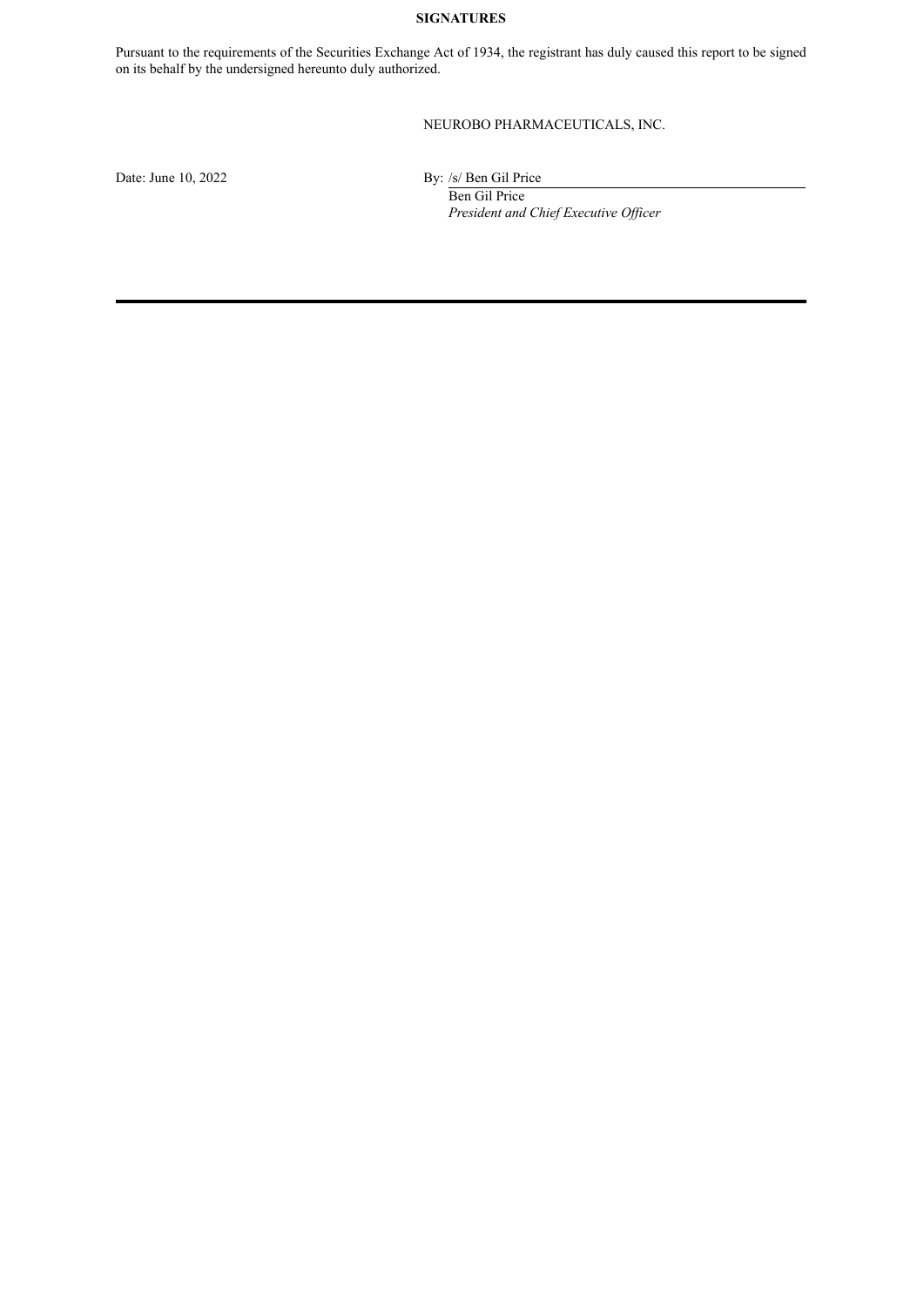**SIGNATURES**

Pursuant to the requirements of the Securities Exchange Act of 1934, the registrant has duly caused this report to be signed on its behalf by the undersigned hereunto duly authorized.

NEUROBO PHARMACEUTICALS, INC.

Date: June 10, 2022

By: /s/ Ben Gil Price

Ben Gil Price

*President and Chief Executive Officer*